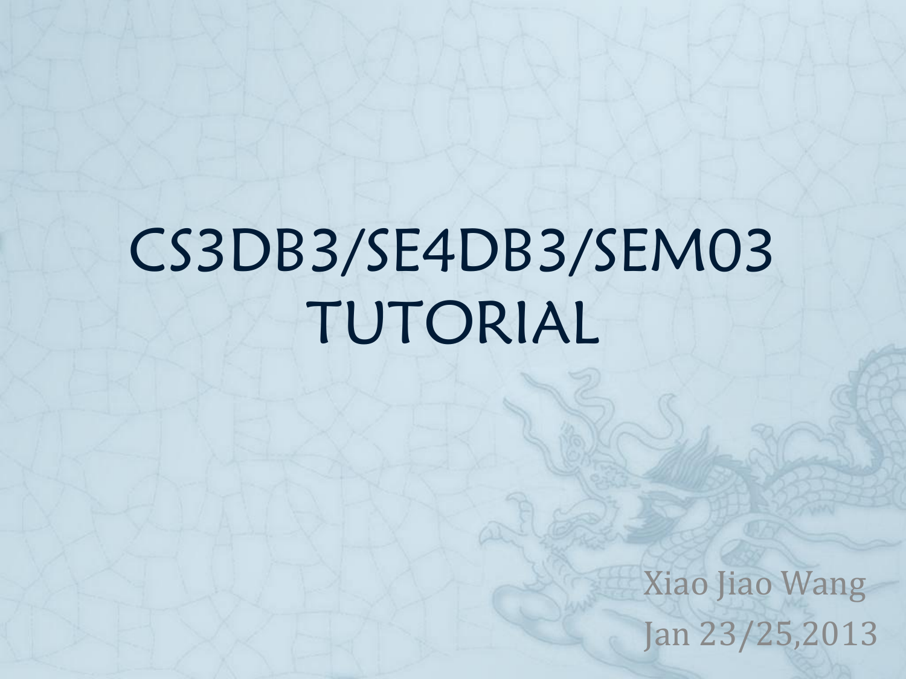# CS3DB3/SE4DB3/SEM03 TUTORIAL

Xiao Jiao Wang

Jan 23/25,2013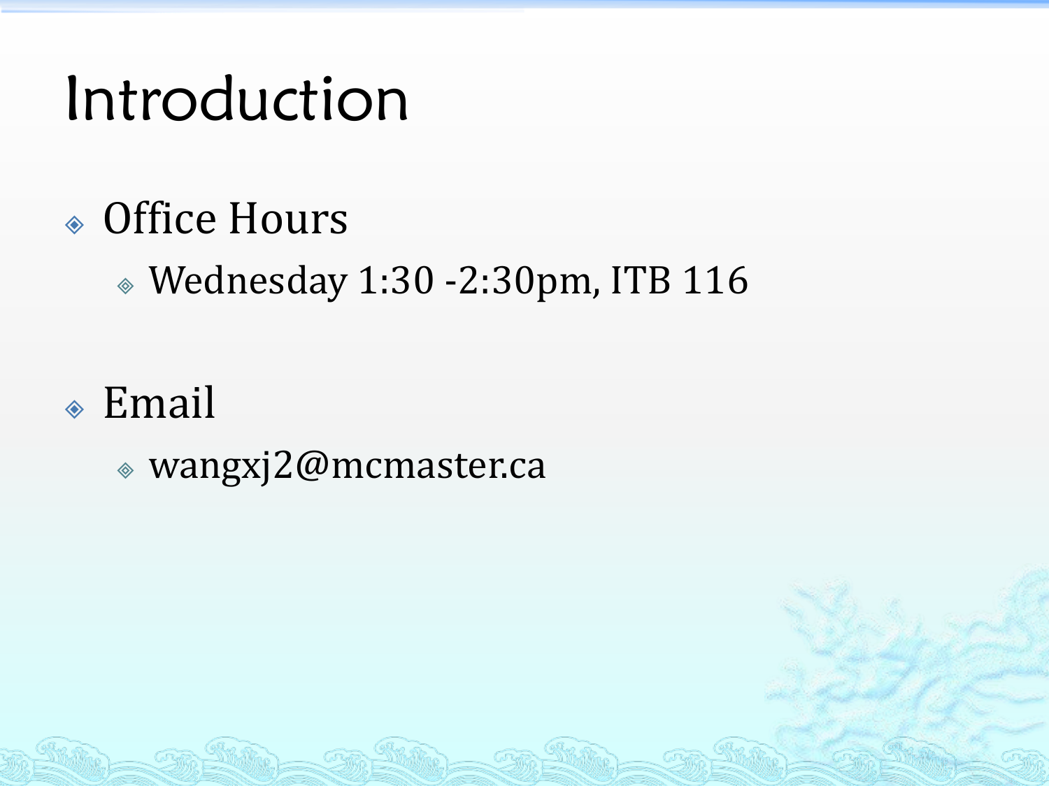# Introduction

- Office Hours
  - Wednesday 1:30 -2:30pm, ITB 116

- Email
  - wangxj2@mcmaster.ca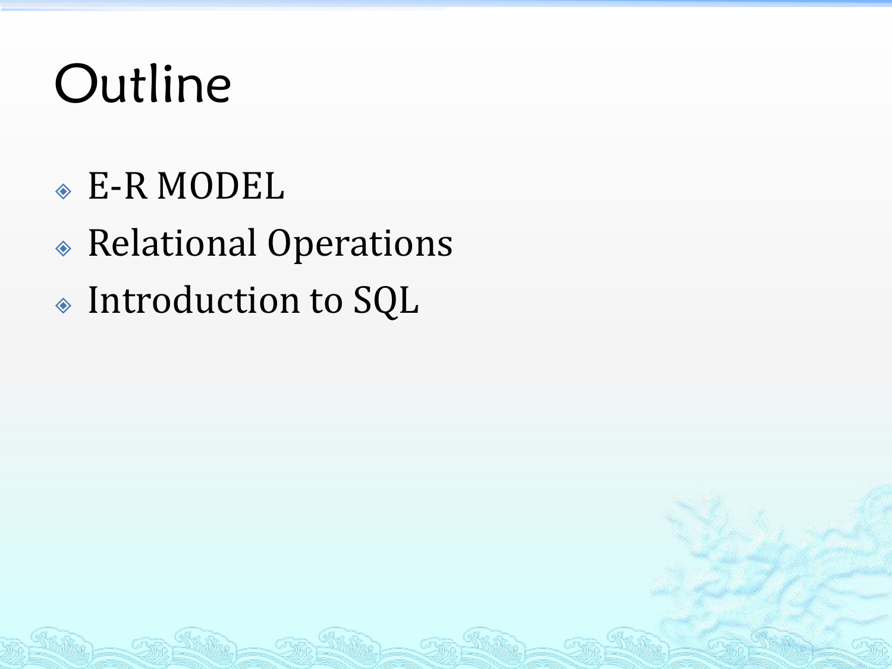# Outline

- E-R MODEL
- Relational Operations
- Introduction to SQL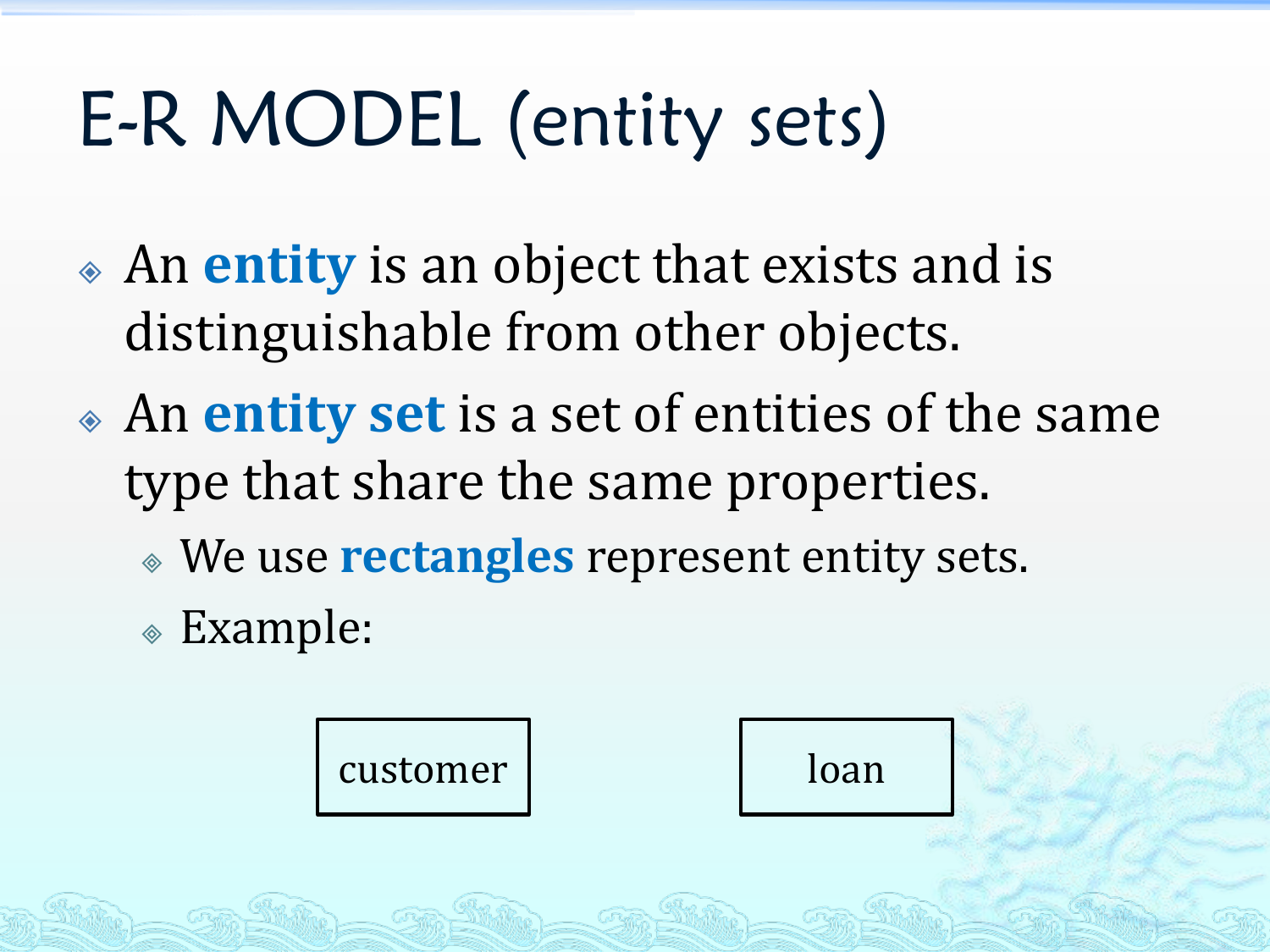# E-R MODEL (entity sets)

- An **entity** is an object that exists and is distinguishable from other objects.
- An **entity set** is a set of entities of the same type that share the same properties.
  - We use **rectangles** represent entity sets.
  - Example:

customer    loan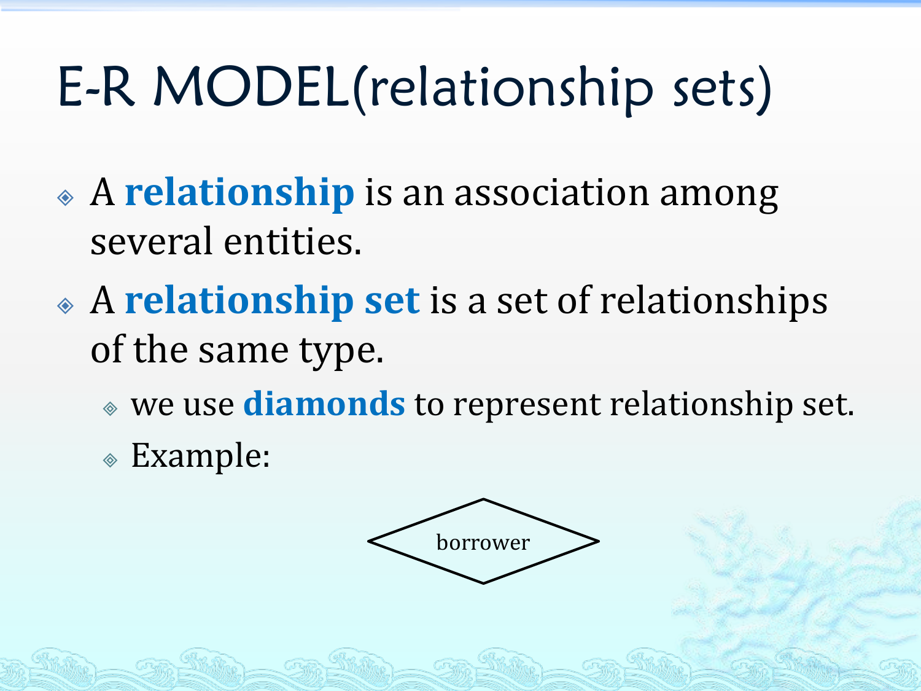# E-R MODEL(relationship sets)

- A **relationship** is an association among several entities.
- A **relationship set** is a set of relationships of the same type.
  - we use **diamonds** to represent relationship set.
  - Example:

borrower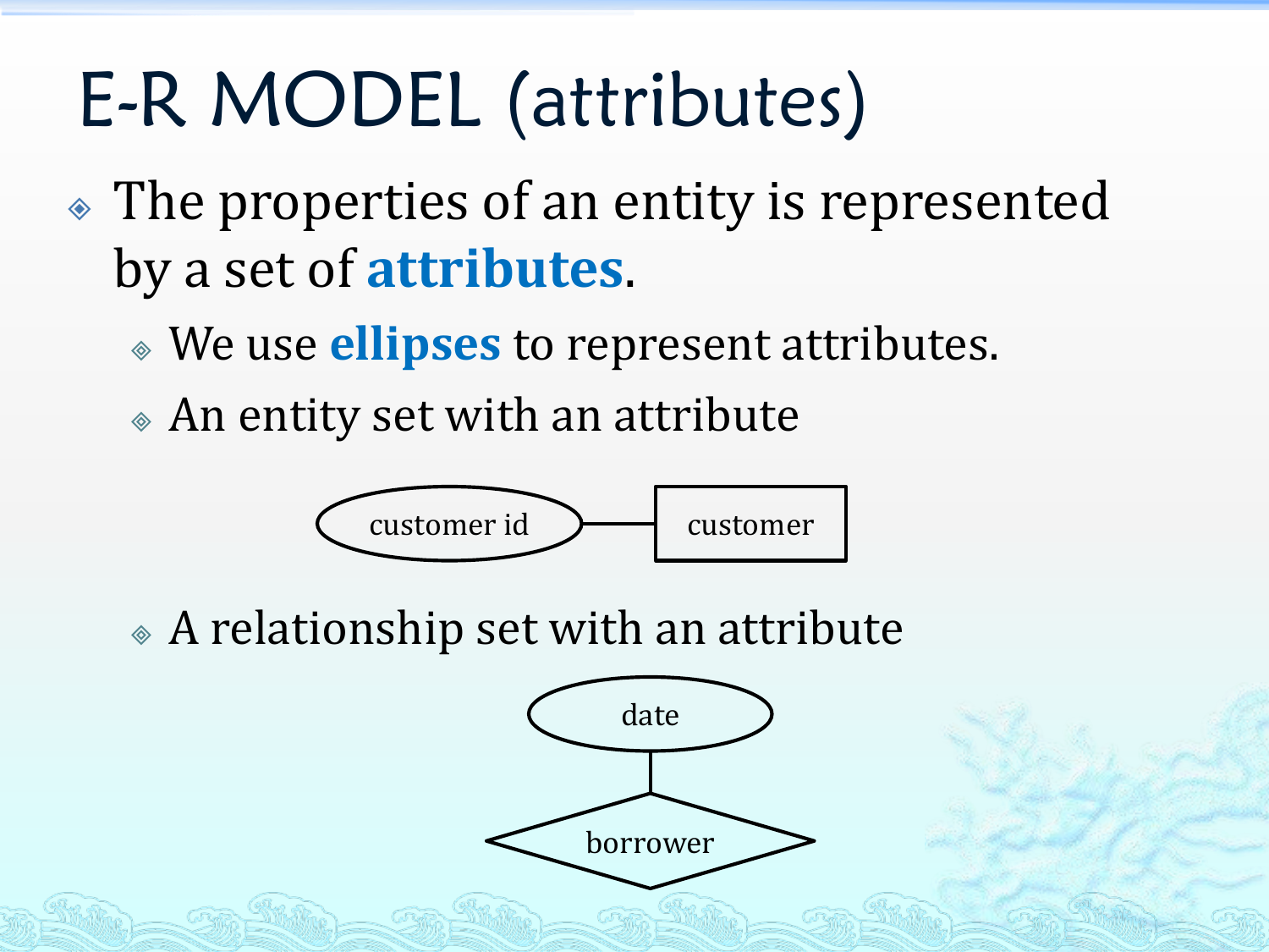# E-R MODEL (attributes)

- The properties of an entity is represented by a set of **attributes**.
  - We use **ellipses** to represent attributes.
  - An entity set with an attribute

customer id — customer

  - A relationship set with an attribute

date

borrower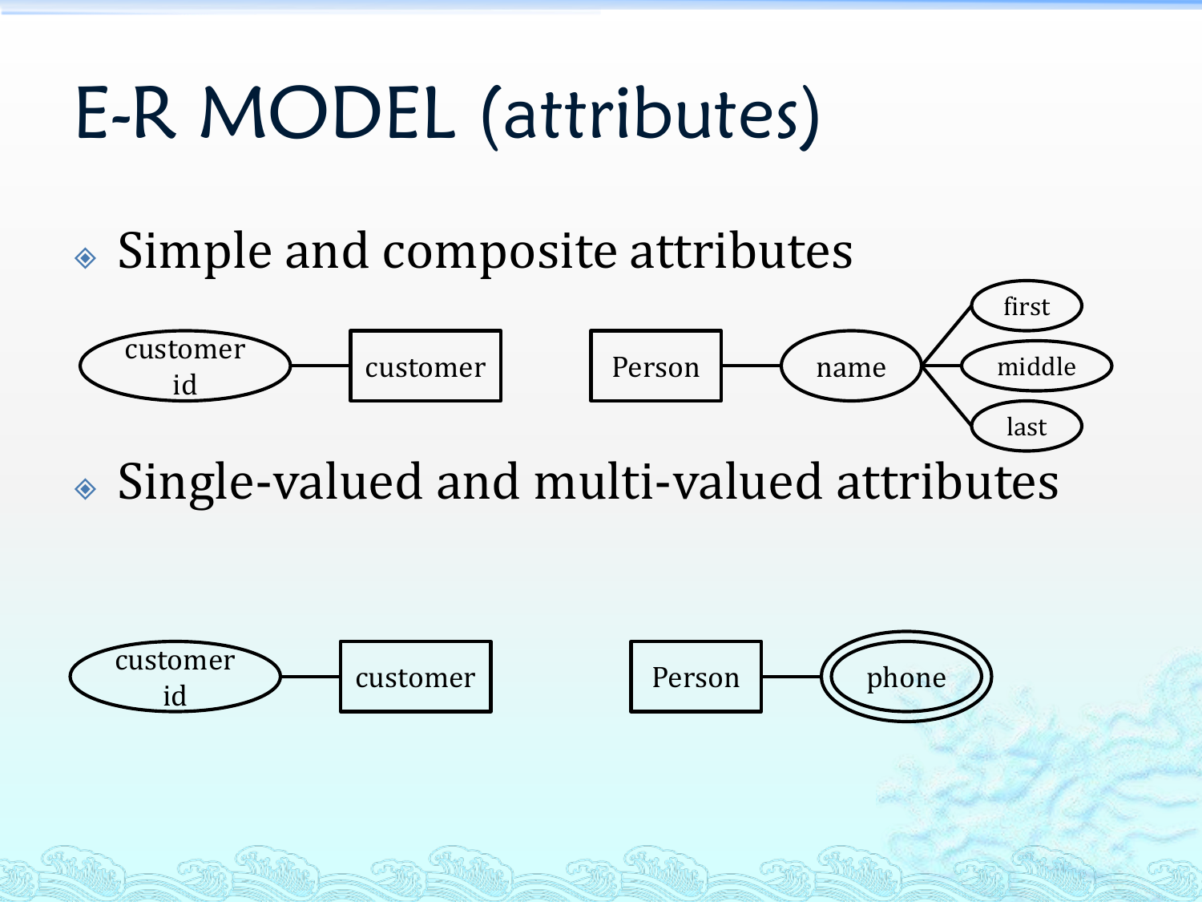# E-R MODEL (attributes)

- Simple and composite attributes

customer id — customer

Person — name (first, middle, last)

- Single-valued and multi-valued attributes

customer id — customer

Person — phone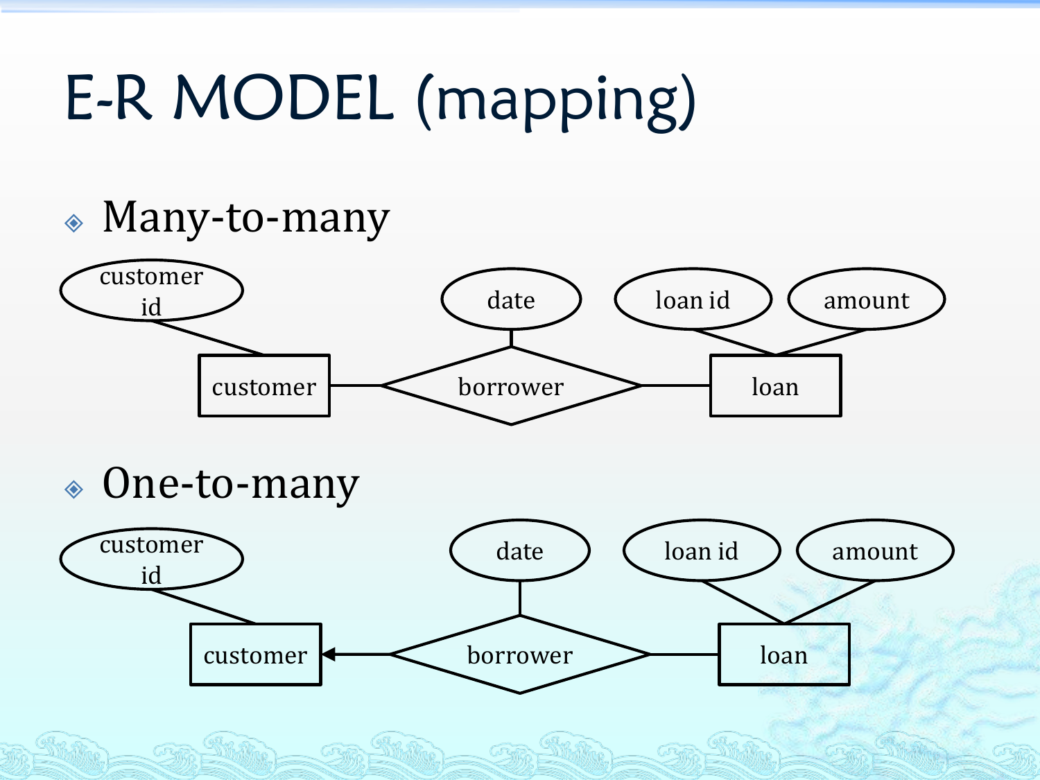# E-R MODEL (mapping)

- Many-to-many

customer id, customer, borrower, date, loan, loan id, amount

- One-to-many

customer id, customer, borrower, date, loan, loan id, amount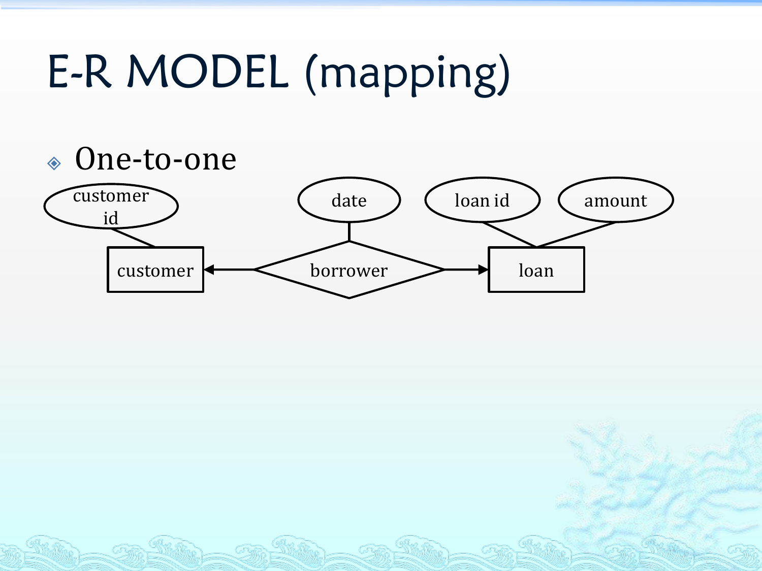# E-R MODEL (mapping)

- One-to-one

customer id

date

loan id

amount

customer

borrower

loan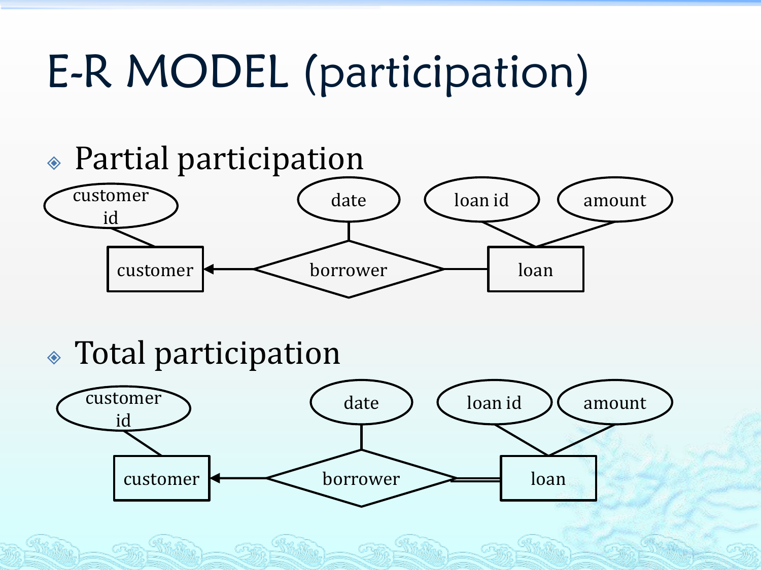# E-R MODEL (participation)

- Partial participation

customer id, date, loan id, amount

customer ← borrower — loan

- Total participation

customer id, date, loan id, amount

customer ← borrower ═ loan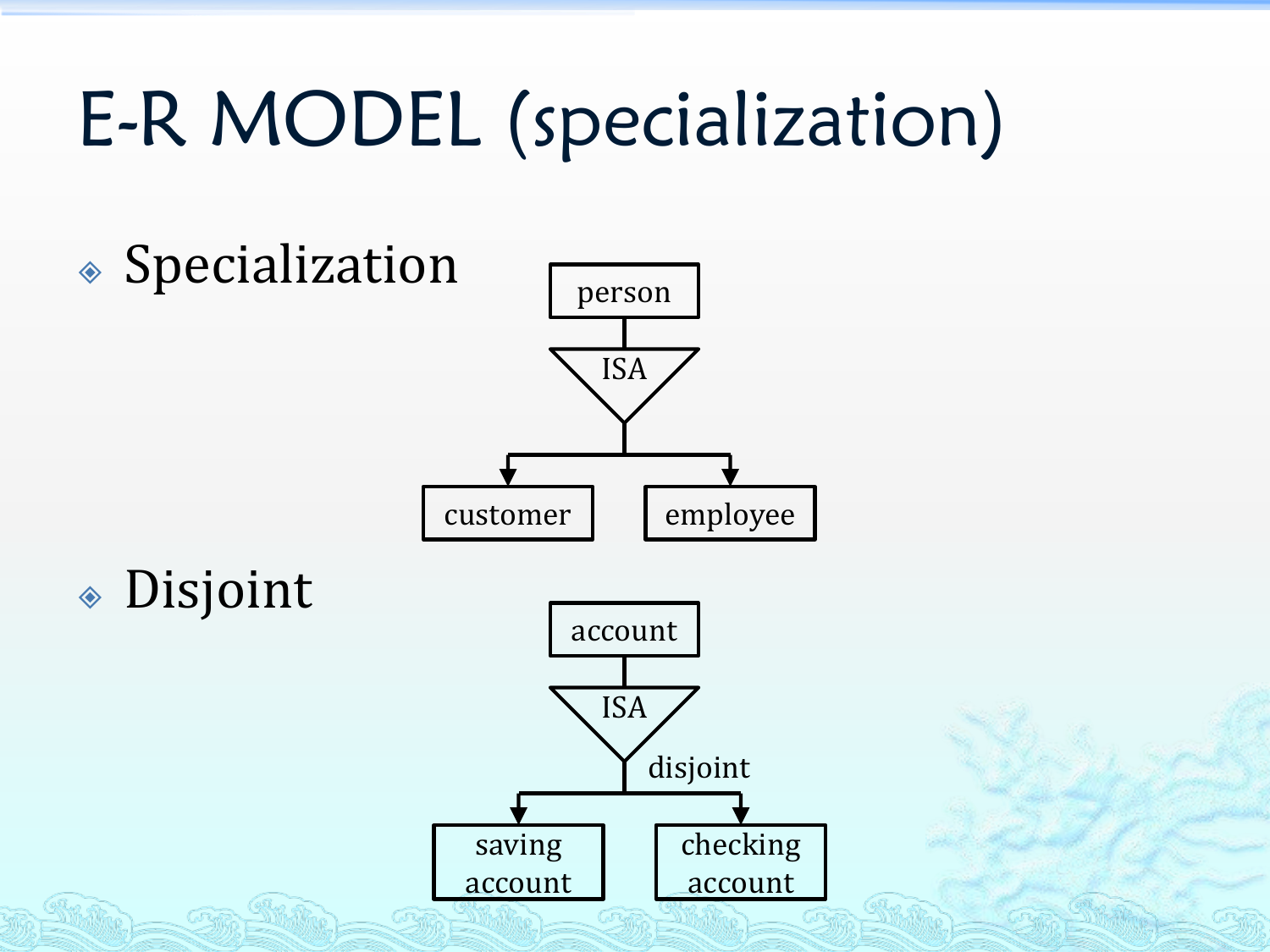# E-R MODEL (specialization)

- Specialization

  person
  ISA
  customer    employee

- Disjoint

  account
  ISA
  disjoint
  saving account    checking account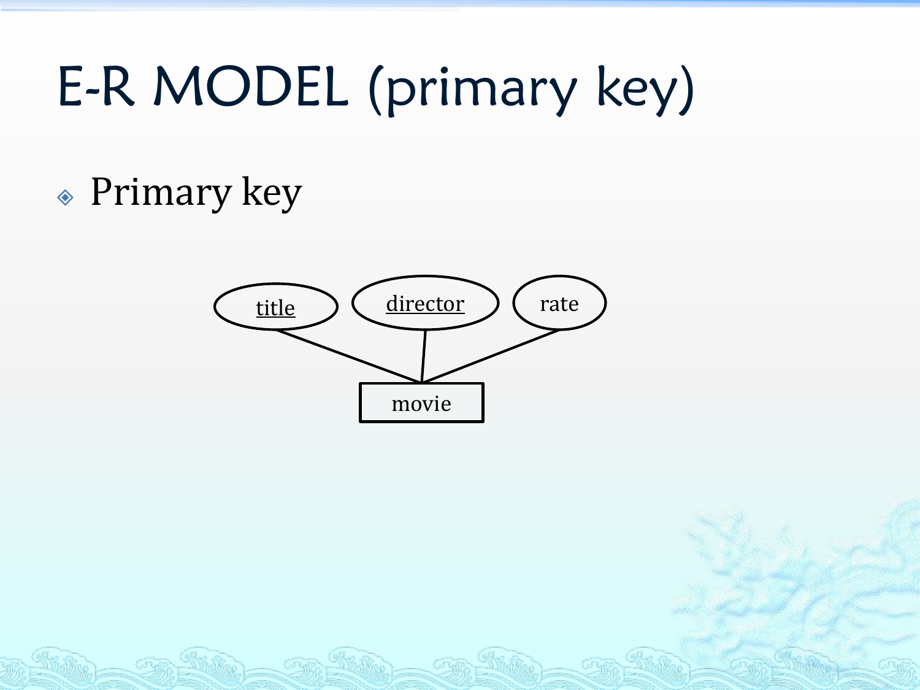# E-R MODEL (primary key)

- Primary key

title

director

rate

movie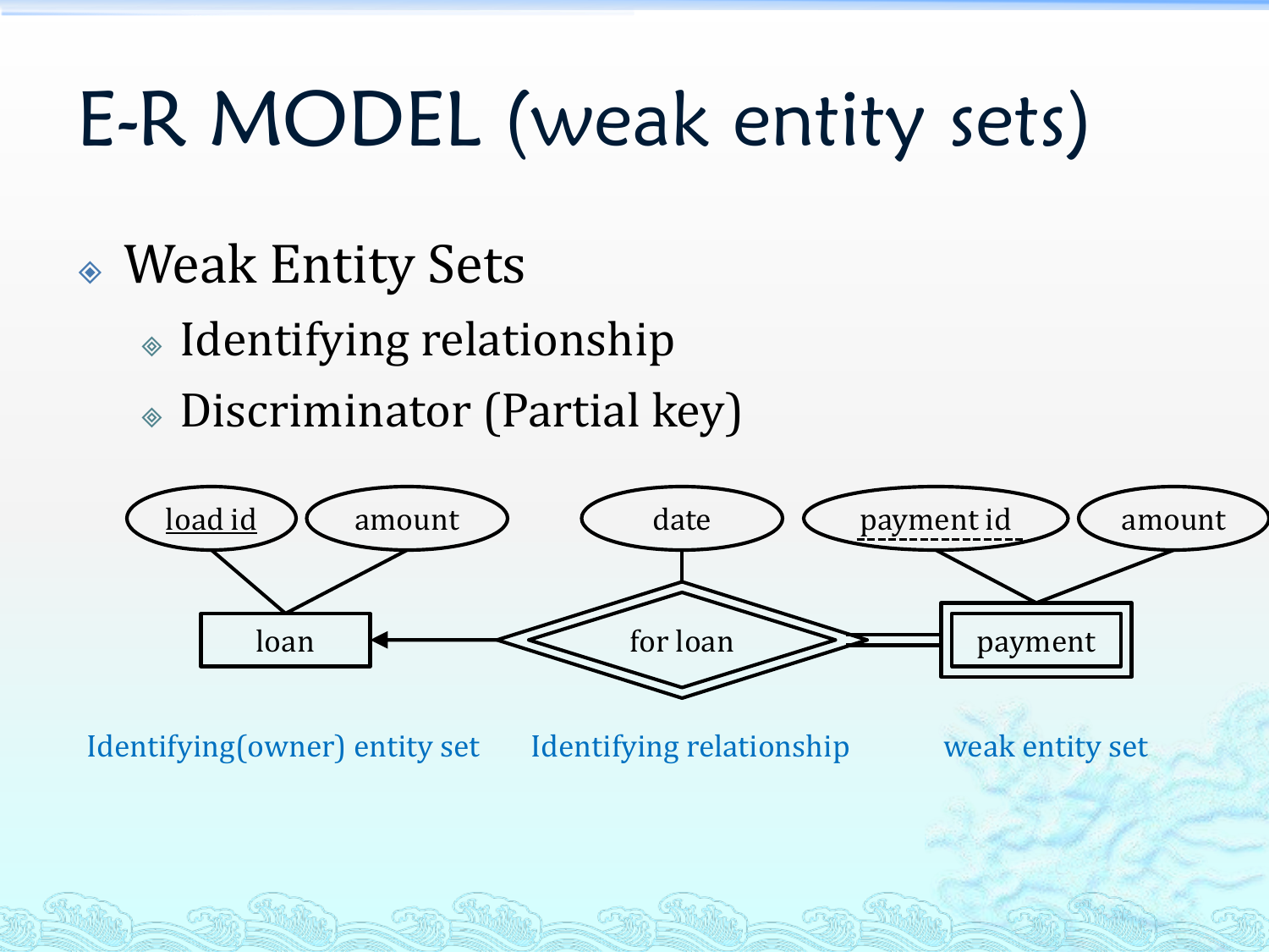# E-R MODEL (weak entity sets)

- Weak Entity Sets
  - Identifying relationship
  - Discriminator (Partial key)

loan: load id, amount
for loan: date
payment: payment id, amount

Identifying(owner) entity set — Identifying relationship — weak entity set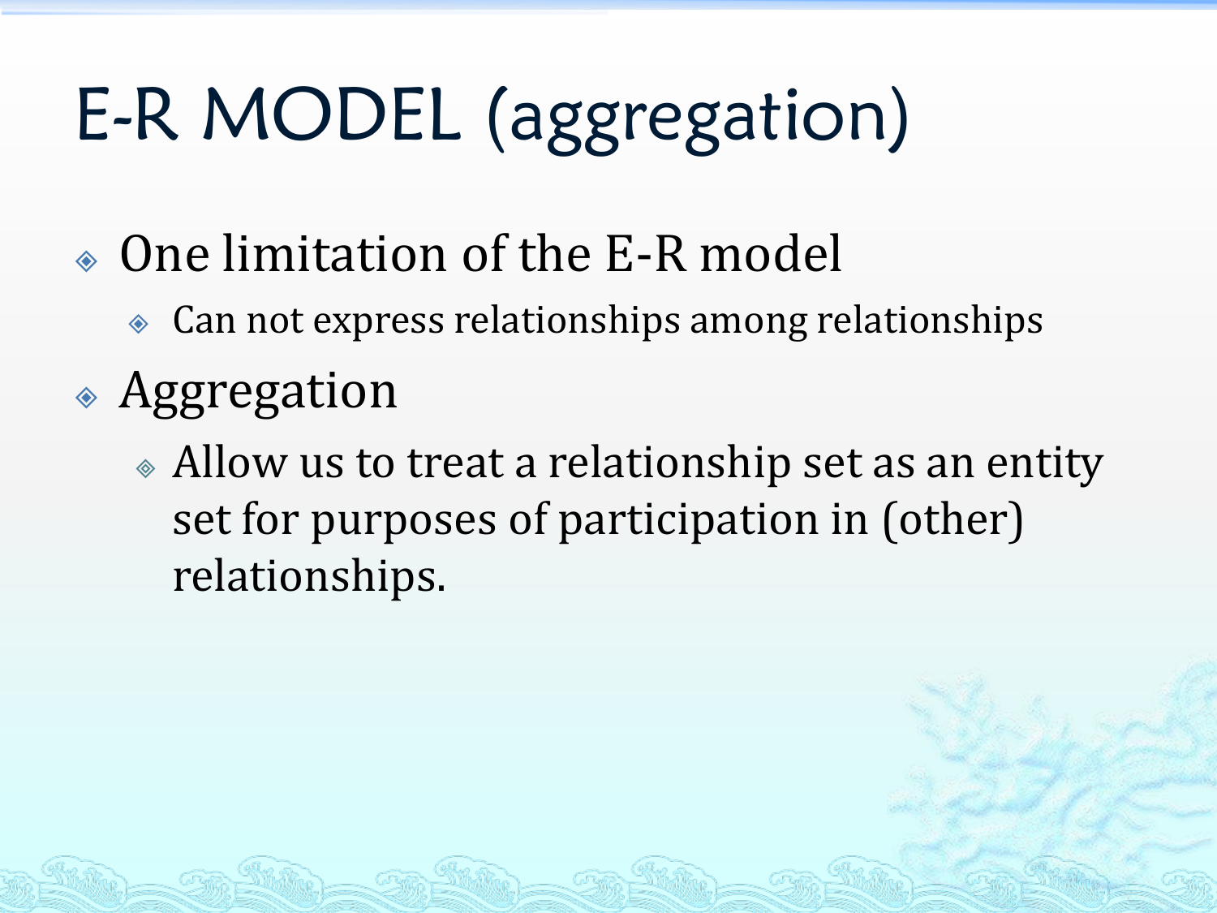# E-R MODEL (aggregation)

- One limitation of the E-R model
  - Can not express relationships among relationships
- Aggregation
  - Allow us to treat a relationship set as an entity set for purposes of participation in (other) relationships.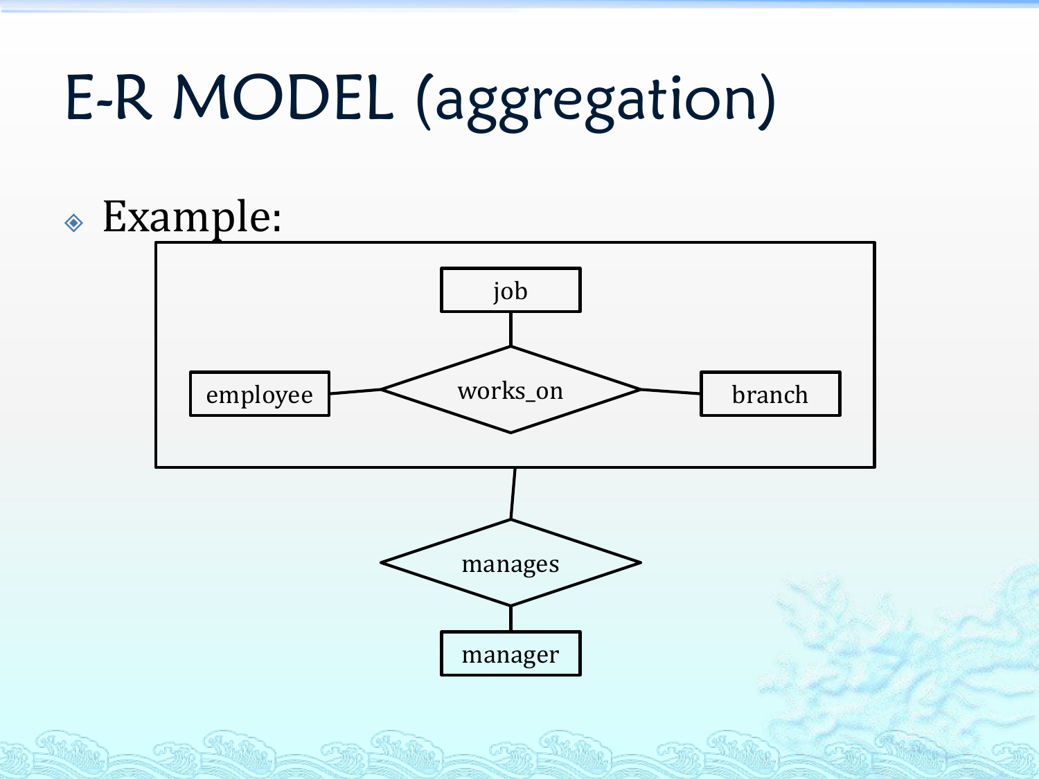# E-R MODEL (aggregation)

- Example:

job

employee — works_on — branch

manages

manager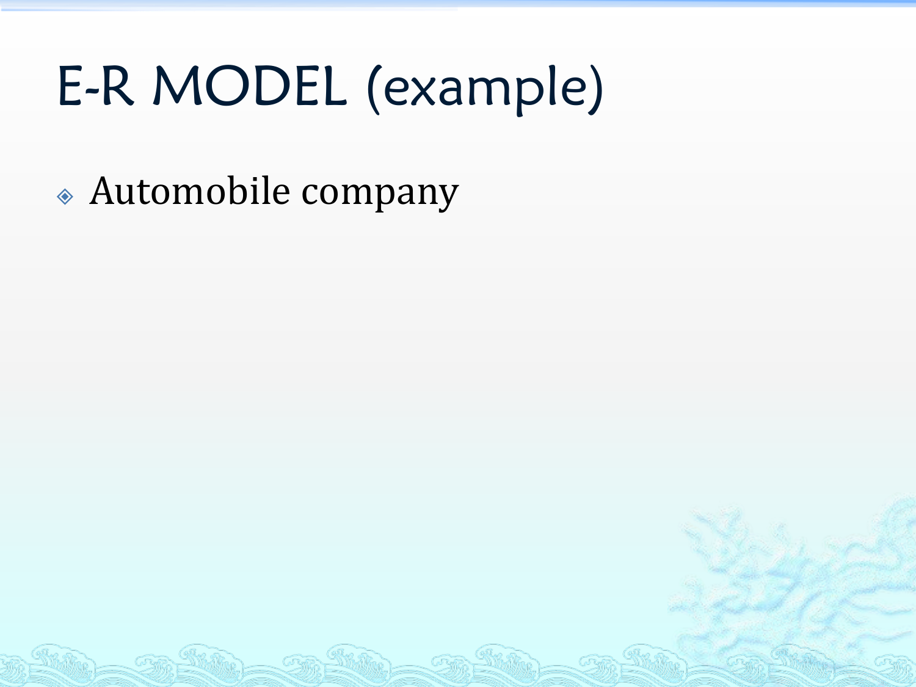# E-R MODEL (example)

- Automobile company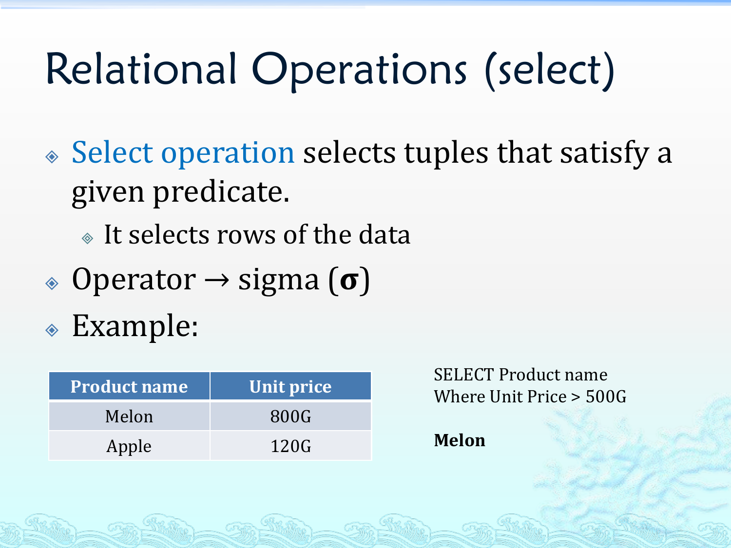# Relational Operations (select)

- Select operation selects tuples that satisfy a given predicate.
  - It selects rows of the data
- Operator → sigma (**σ**)
- Example:

| Product name | Unit price |
|---|---|
| Melon | 800G |
| Apple | 120G |

SELECT Product name
Where Unit Price > 500G

**Melon**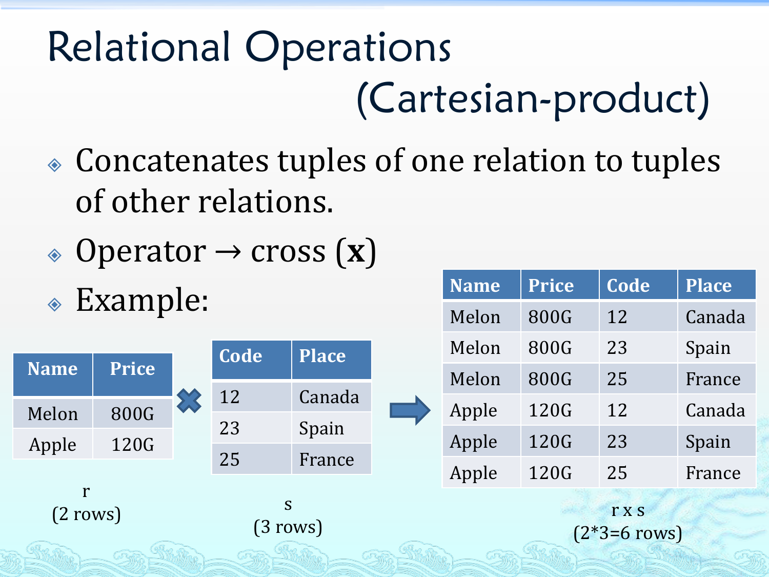# Relational Operations (Cartesian-product)

- Concatenates tuples of one relation to tuples of other relations.
- Operator → cross (**x**)
- Example:

| Name | Price |
|---|---|
| Melon | 800G |
| Apple | 120G |

r
(2 rows)

✖

| Code | Place |
|---|---|
| 12 | Canada |
| 23 | Spain |
| 25 | France |

s
(3 rows)

➡

| Name | Price | Code | Place |
|---|---|---|---|
| Melon | 800G | 12 | Canada |
| Melon | 800G | 23 | Spain |
| Melon | 800G | 25 | France |
| Apple | 120G | 12 | Canada |
| Apple | 120G | 23 | Spain |
| Apple | 120G | 25 | France |

r x s
(2*3=6 rows)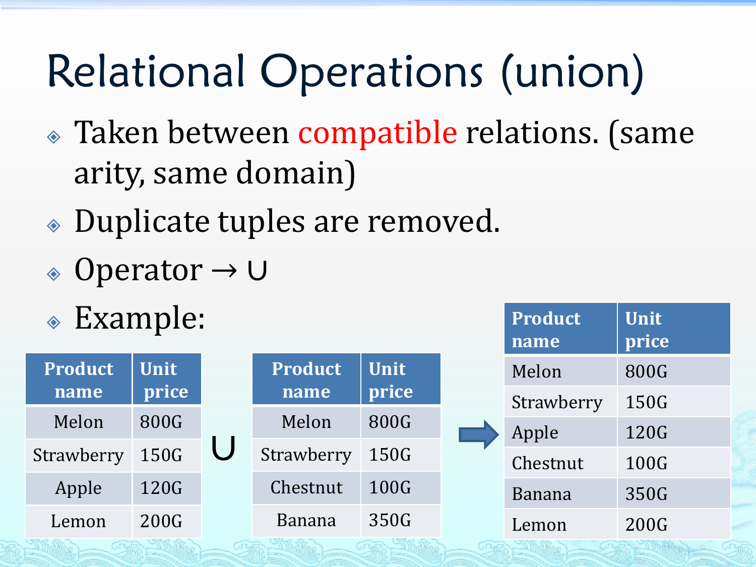# Relational Operations (union)

- Taken between compatible relations. (same arity, same domain)
- Duplicate tuples are removed.
- Operator → ∪
- Example:

| Product name | Unit price |
|---|---|
| Melon | 800G |
| Strawberry | 150G |
| Apple | 120G |
| Lemon | 200G |

∪

| Product name | Unit price |
|---|---|
| Melon | 800G |
| Strawberry | 150G |
| Chestnut | 100G |
| Banana | 350G |

→

| Product name | Unit price |
|---|---|
| Melon | 800G |
| Strawberry | 150G |
| Apple | 120G |
| Chestnut | 100G |
| Banana | 350G |
| Lemon | 200G |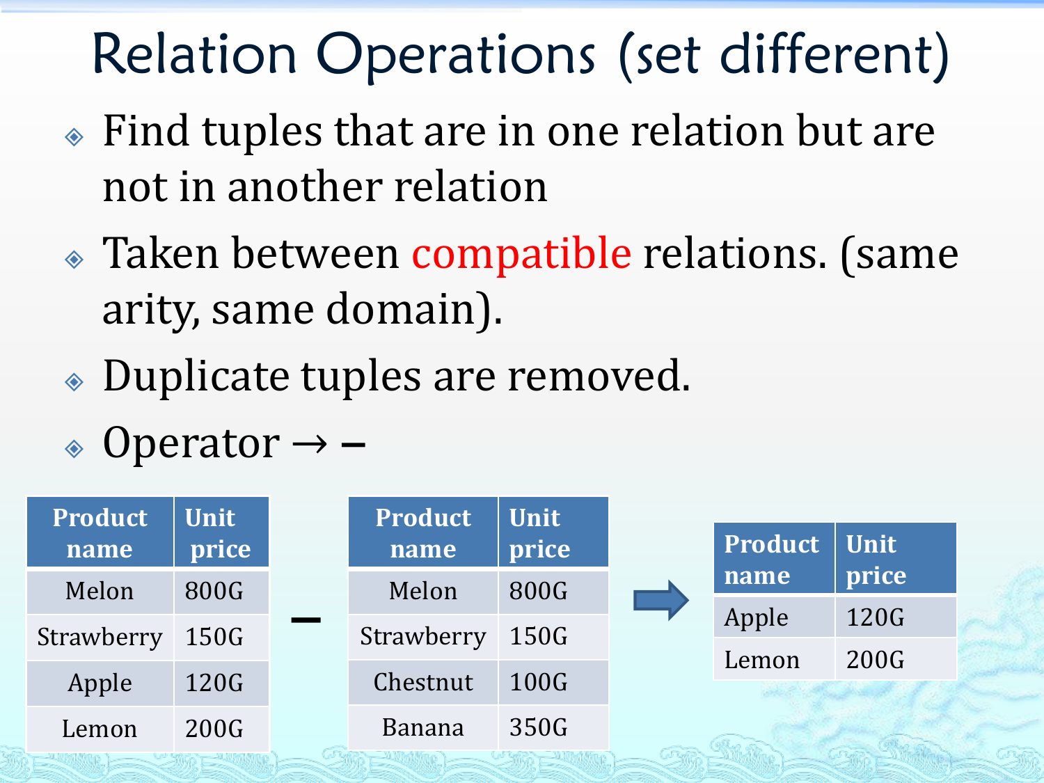# Relation Operations (set different)

- Find tuples that are in one relation but are not in another relation
- Taken between compatible relations. (same arity, same domain).
- Duplicate tuples are removed.
- Operator → –

| Product name | Unit price |
|---|---|
| Melon | 800G |
| Strawberry | 150G |
| Apple | 120G |
| Lemon | 200G |

–

| Product name | Unit price |
|---|---|
| Melon | 800G |
| Strawberry | 150G |
| Chestnut | 100G |
| Banana | 350G |

→

| Product name | Unit price |
|---|---|
| Apple | 120G |
| Lemon | 200G |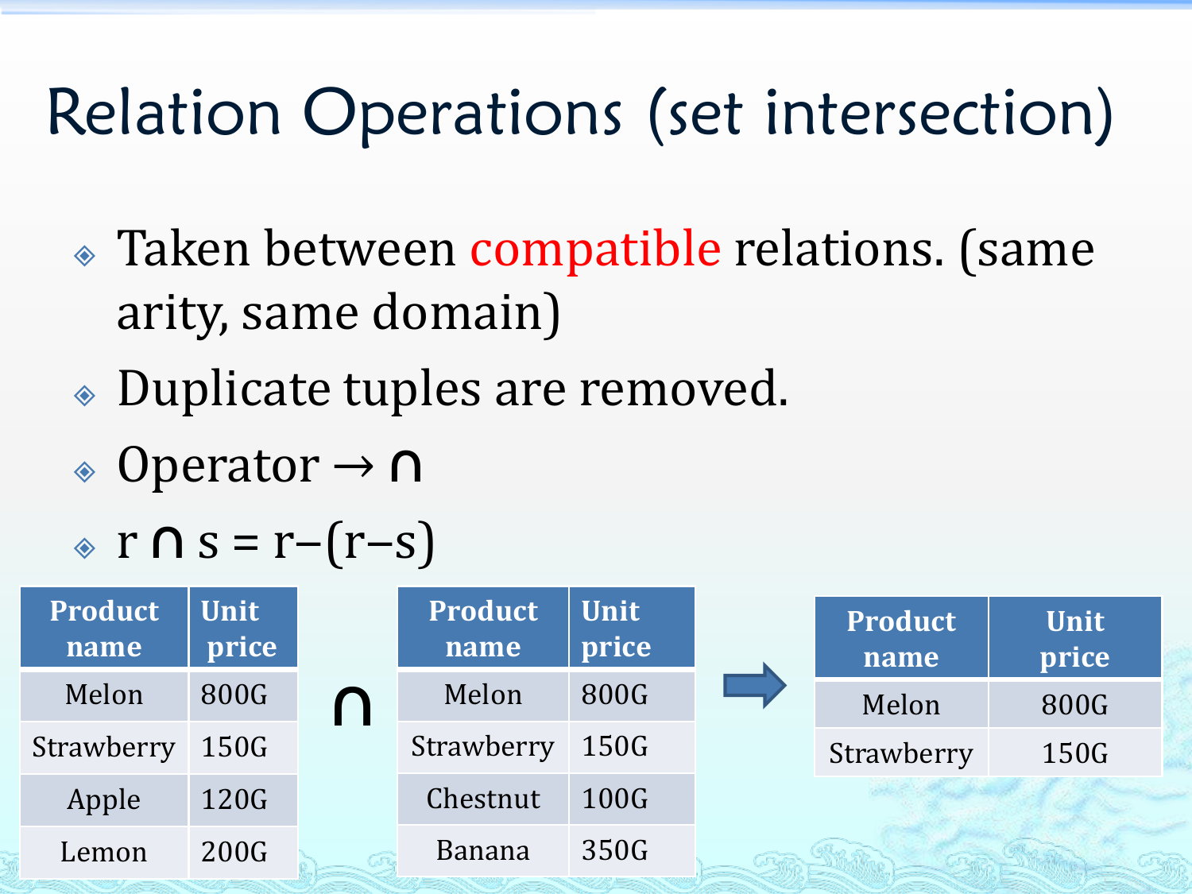# Relation Operations (set intersection)

- Taken between compatible relations. (same arity, same domain)
- Duplicate tuples are removed.
- Operator → ∩
- $r \cap s = r - (r - s)$

| Product name | Unit price |
|---|---|
| Melon | 800G |
| Strawberry | 150G |
| Apple | 120G |
| Lemon | 200G |

∩

| Product name | Unit price |
|---|---|
| Melon | 800G |
| Strawberry | 150G |
| Chestnut | 100G |
| Banana | 350G |

→

| Product name | Unit price |
|---|---|
| Melon | 800G |
| Strawberry | 150G |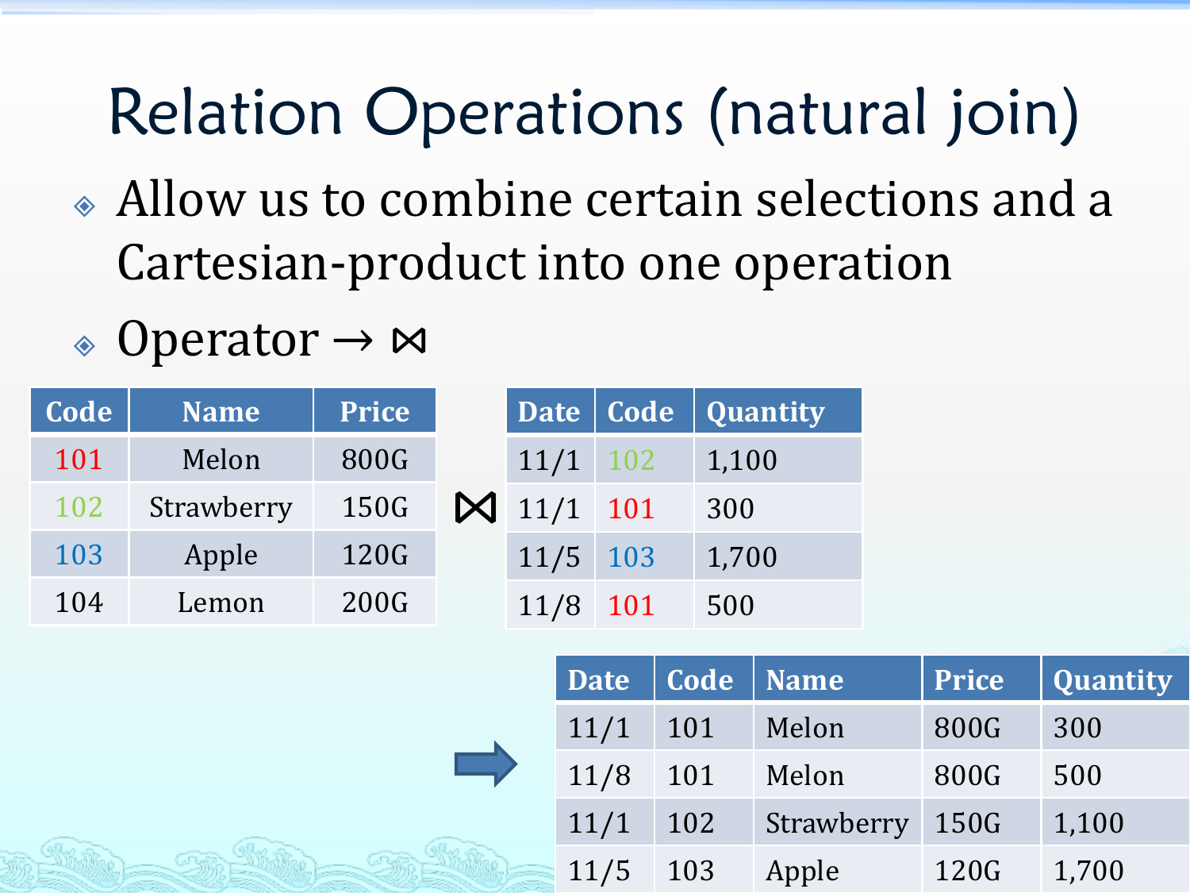# Relation Operations (natural join)

- Allow us to combine certain selections and a Cartesian-product into one operation
- Operator → $\bowtie$

| Code | Name | Price |
|---|---|---|
| 101 | Melon | 800G |
| 102 | Strawberry | 150G |
| 103 | Apple | 120G |
| 104 | Lemon | 200G |

$\bowtie$

| Date | Code | Quantity |
|---|---|---|
| 11/1 | 102 | 1,100 |
| 11/1 | 101 | 300 |
| 11/5 | 103 | 1,700 |
| 11/8 | 101 | 500 |

→

| Date | Code | Name | Price | Quantity |
|---|---|---|---|---|
| 11/1 | 101 | Melon | 800G | 300 |
| 11/8 | 101 | Melon | 800G | 500 |
| 11/1 | 102 | Strawberry | 150G | 1,100 |
| 11/5 | 103 | Apple | 120G | 1,700 |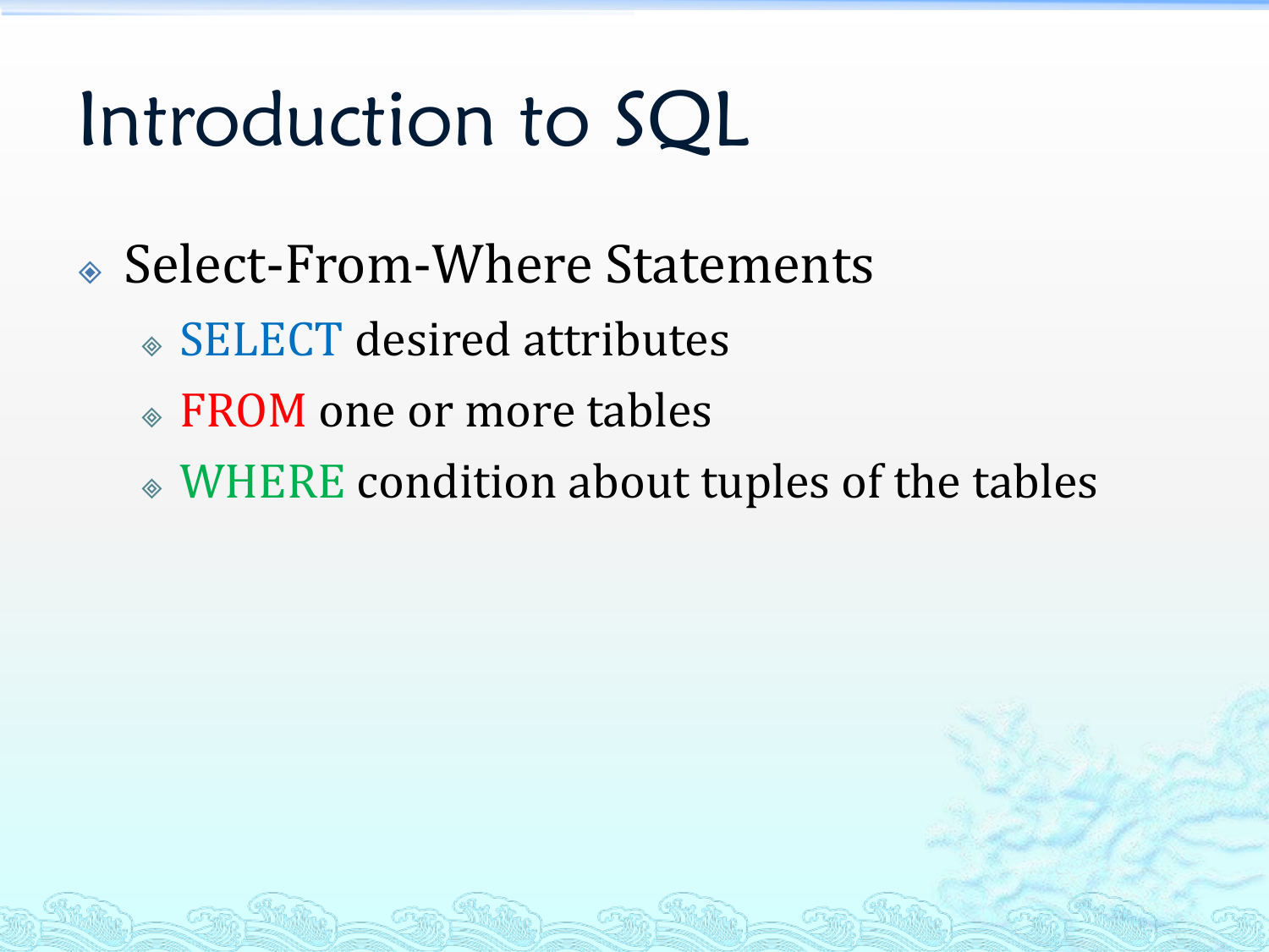# Introduction to SQL

- Select-From-Where Statements
  - SELECT desired attributes
  - FROM one or more tables
  - WHERE condition about tuples of the tables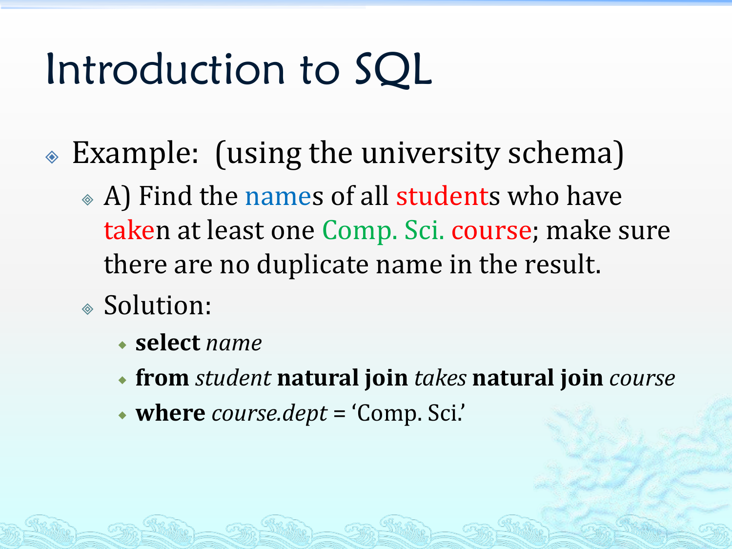# Introduction to SQL

- Example: (using the university schema)
  - A) Find the names of all students who have taken at least one Comp. Sci. course; make sure there are no duplicate name in the result.
  - Solution:
    - **select** *name*
    - **from** *student* **natural join** *takes* **natural join** *course*
    - **where** *course.dept* = 'Comp. Sci.'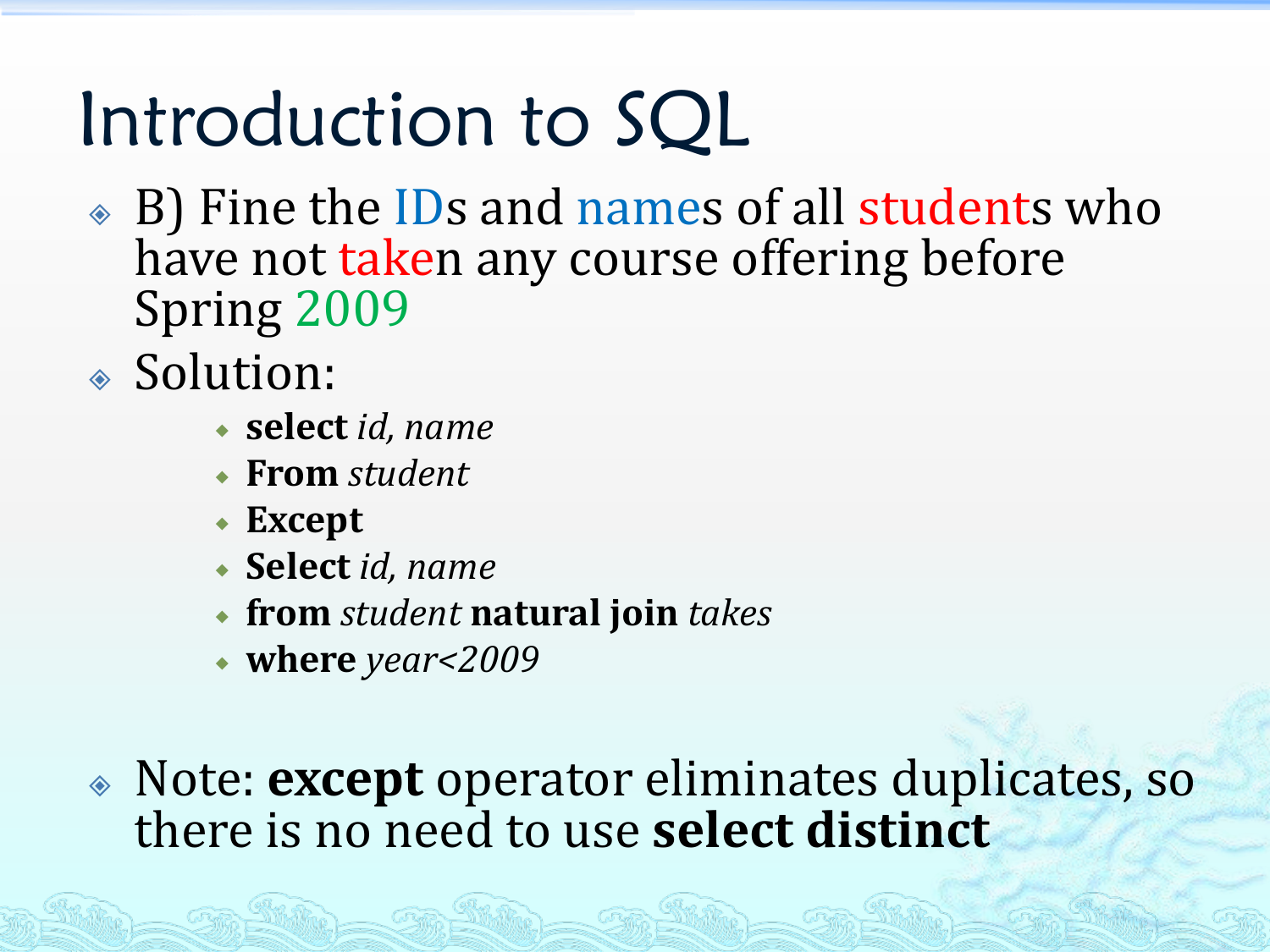# Introduction to SQL

- B) Fine the IDs and names of all students who have not taken any course offering before Spring 2009
- Solution:
    - **select** *id, name*
    - **From** *student*
    - **Except**
    - **Select** *id, name*
    - **from** *student* **natural join** *takes*
    - **where** *year<2009*

- Note: **except** operator eliminates duplicates, so there is no need to use **select distinct**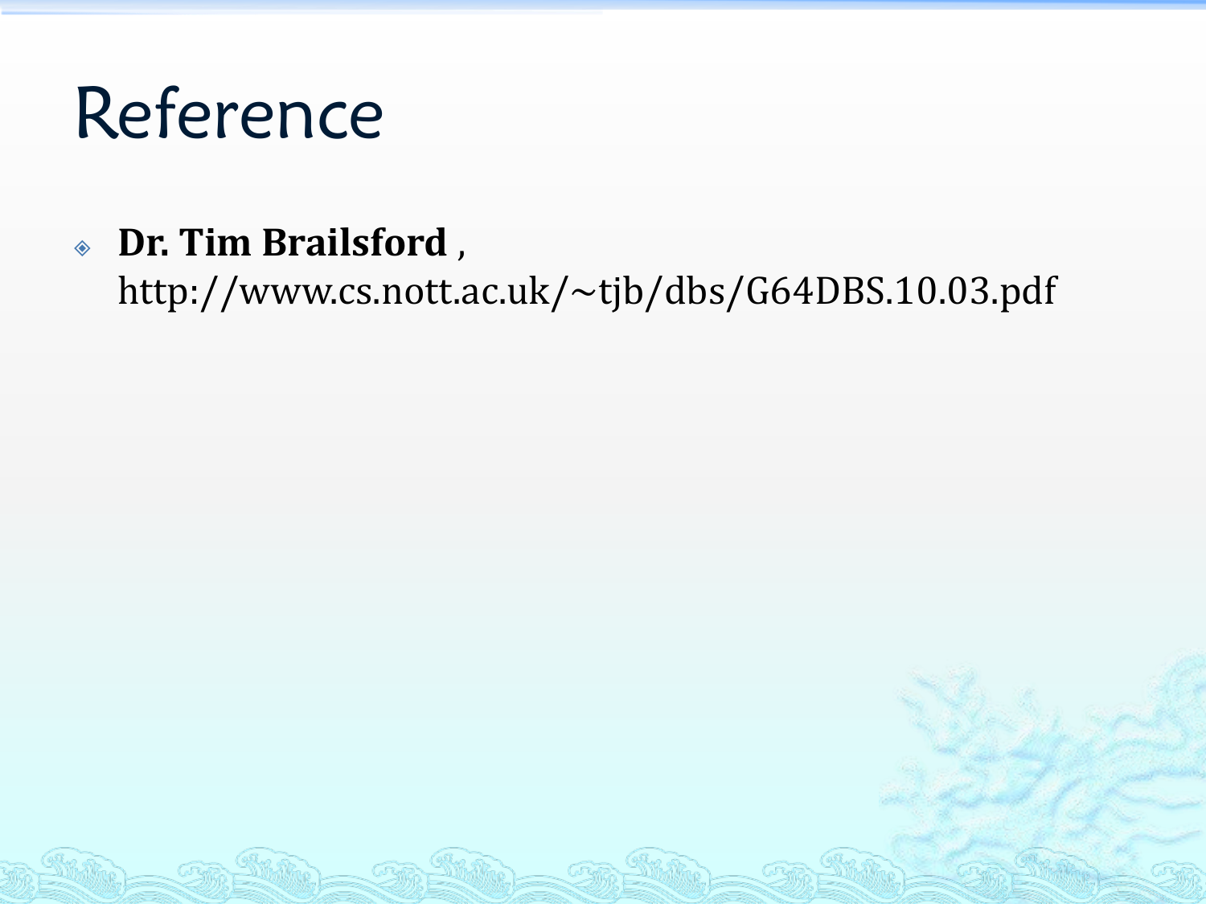# Reference

- **Dr. Tim Brailsford** ,
  http://www.cs.nott.ac.uk/~tjb/dbs/G64DBS.10.03.pdf